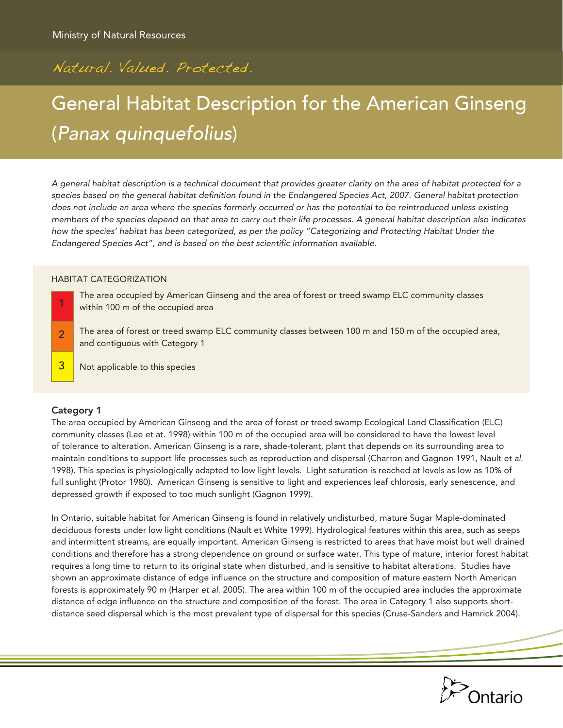Ministry of Natural Resources

*Natural. Valued. Protected.*

# General Habitat Description for the American Ginseng (*Panax quinquefolius*)

*A general habitat description is a technical document that provides greater clarity on the area of habitat protected for a species based on the general habitat definition found in the Endangered Species Act, 2007. General habitat protection does not include an area where the species formerly occurred or has the potential to be reintroduced unless existing members of the species depend on that area to carry out their life processes. A general habitat description also indicates how the species' habitat has been categorized, as per the policy "Categorizing and Protecting Habitat Under the Endangered Species Act", and is based on the best scientific information available.*

## HABITAT CATEGORIZATION

| Category | Description |
|---|---|
| 1 | The area occupied by American Ginseng and the area of forest or treed swamp ELC community classes within 100 m of the occupied area |
| 2 | The area of forest or treed swamp ELC community classes between 100 m and 150 m of the occupied area, and contiguous with Category 1 |
| 3 | Not applicable to this species |

**Category 1**

The area occupied by American Ginseng and the area of forest or treed swamp Ecological Land Classification (ELC) community classes (Lee et at. 1998) within 100 m of the occupied area will be considered to have the lowest level of tolerance to alteration. American Ginseng is a rare, shade-tolerant, plant that depends on its surrounding area to maintain conditions to support life processes such as reproduction and dispersal (Charron and Gagnon 1991, Nault *et al.* 1998). This species is physiologically adapted to low light levels. Light saturation is reached at levels as low as 10% of full sunlight (Protor 1980). American Ginseng is sensitive to light and experiences leaf chlorosis, early senescence, and depressed growth if exposed to too much sunlight (Gagnon 1999).

In Ontario, suitable habitat for American Ginseng is found in relatively undisturbed, mature Sugar Maple-dominated deciduous forests under low light conditions (Nault et White 1999). Hydrological features within this area, such as seeps and intermittent streams, are equally important. American Ginseng is restricted to areas that have moist but well drained conditions and therefore has a strong dependence on ground or surface water. This type of mature, interior forest habitat requires a long time to return to its original state when disturbed, and is sensitive to habitat alterations. Studies have shown an approximate distance of edge influence on the structure and composition of mature eastern North American forests is approximately 90 m (Harper *et al.* 2005). The area within 100 m of the occupied area includes the approximate distance of edge influence on the structure and composition of the forest. The area in Category 1 also supports short-distance seed dispersal which is the most prevalent type of dispersal for this species (Cruse-Sanders and Hamrick 2004).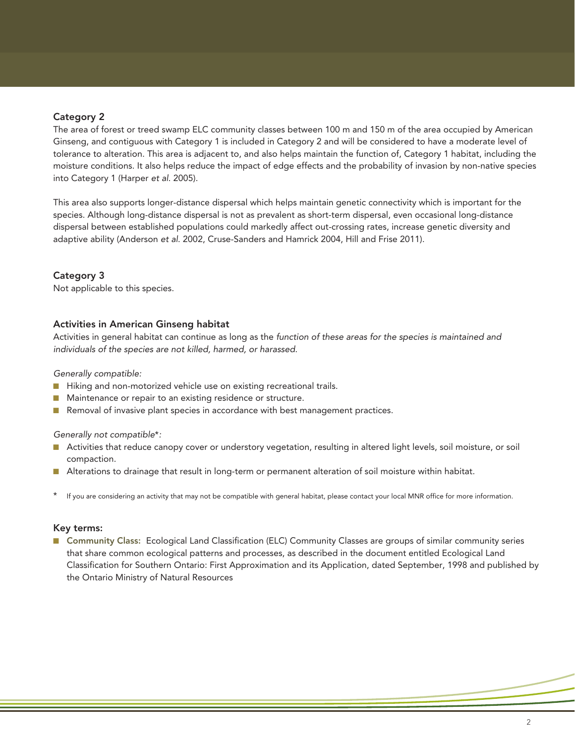### Category 2

The area of forest or treed swamp ELC community classes between 100 m and 150 m of the area occupied by American Ginseng, and contiguous with Category 1 is included in Category 2 and will be considered to have a moderate level of tolerance to alteration. This area is adjacent to, and also helps maintain the function of, Category 1 habitat, including the moisture conditions. It also helps reduce the impact of edge effects and the probability of invasion by non-native species into Category 1 (Harper *et al.* 2005).

This area also supports longer-distance dispersal which helps maintain genetic connectivity which is important for the species. Although long-distance dispersal is not as prevalent as short-term dispersal, even occasional long-distance dispersal between established populations could markedly affect out-crossing rates, increase genetic diversity and adaptive ability (Anderson *et al.* 2002, Cruse-Sanders and Hamrick 2004, Hill and Frise 2011).

### Category 3

Not applicable to this species.

### Activities in American Ginseng habitat

Activities in general habitat can continue as long as the *function of these areas for the species is maintained and individuals of the species are not killed, harmed, or harassed.*

*Generally compatible:*

- Hiking and non-motorized vehicle use on existing recreational trails.
- Maintenance or repair to an existing residence or structure.
- Removal of invasive plant species in accordance with best management practices.

*Generally not compatible\*:*

- Activities that reduce canopy cover or understory vegetation, resulting in altered light levels, soil moisture, or soil compaction.
- Alterations to drainage that result in long-term or permanent alteration of soil moisture within habitat.

\* If you are considering an activity that may not be compatible with general habitat, please contact your local MNR office for more information.

### Key terms:

- **Community Class:** Ecological Land Classification (ELC) Community Classes are groups of similar community series that share common ecological patterns and processes, as described in the document entitled Ecological Land Classification for Southern Ontario: First Approximation and its Application, dated September, 1998 and published by the Ontario Ministry of Natural Resources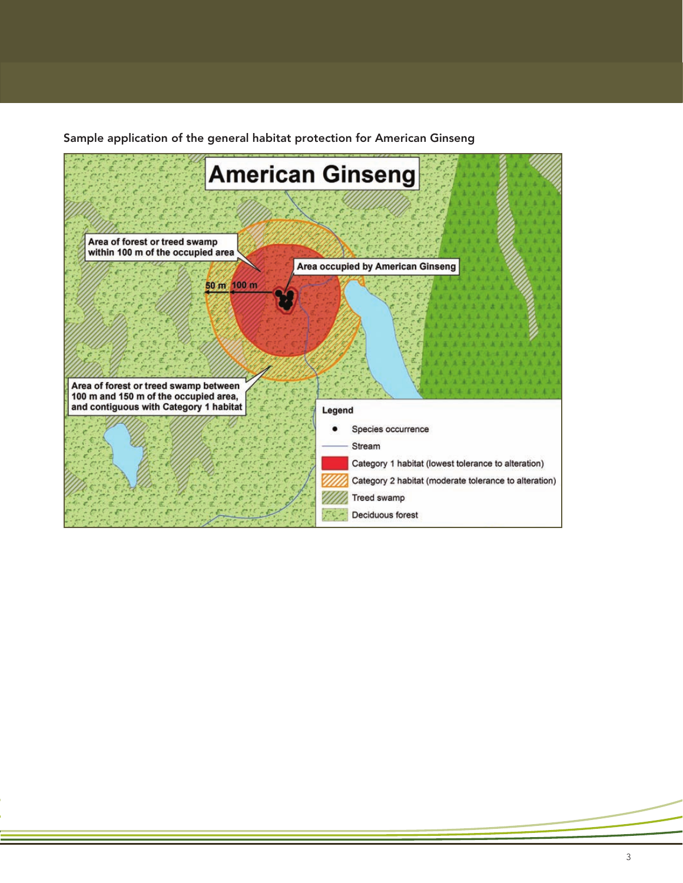Sample application of the general habitat protection for American Ginseng

**American Ginseng**

Area of forest or treed swamp within 100 m of the occupied area

Area occupied by American Ginseng

50 m 100 m

Area of forest or treed swamp between 100 m and 150 m of the occupied area, and contiguous with Category 1 habitat

**Legend**

- Species occurrence
- Stream
- Category 1 habitat (lowest tolerance to alteration)
- Category 2 habitat (moderate tolerance to alteration)
- Treed swamp
- Deciduous forest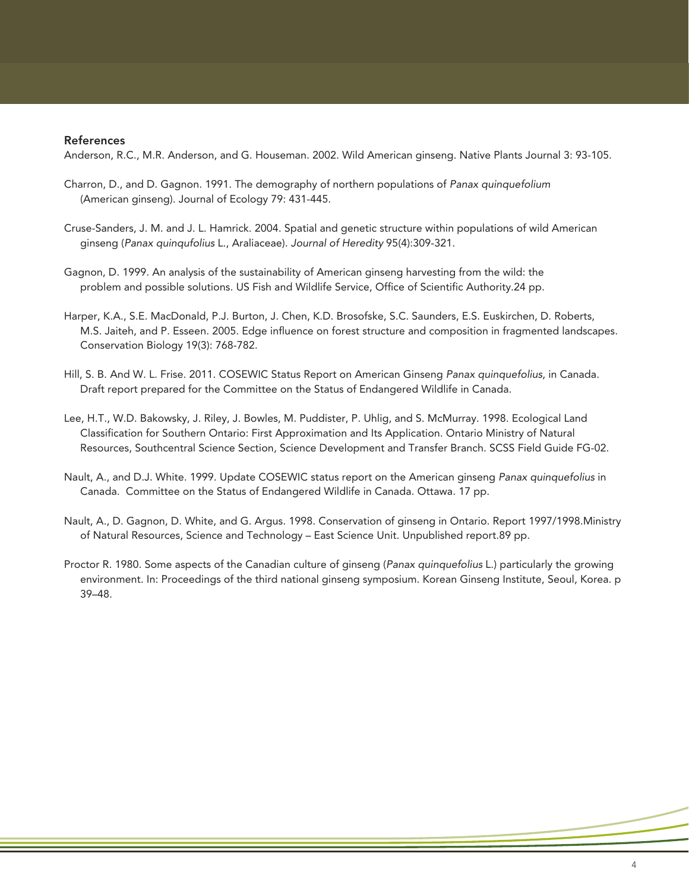## References

Anderson, R.C., M.R. Anderson, and G. Houseman. 2002. Wild American ginseng. Native Plants Journal 3: 93-105.

Charron, D., and D. Gagnon. 1991. The demography of northern populations of *Panax quinquefolium* (American ginseng). Journal of Ecology 79: 431-445.

Cruse-Sanders, J. M. and J. L. Hamrick. 2004. Spatial and genetic structure within populations of wild American ginseng (*Panax quinqufolius* L., Araliaceae). *Journal of Heredity* 95(4):309-321.

Gagnon, D. 1999. An analysis of the sustainability of American ginseng harvesting from the wild: the problem and possible solutions. US Fish and Wildlife Service, Office of Scientific Authority.24 pp.

Harper, K.A., S.E. MacDonald, P.J. Burton, J. Chen, K.D. Brosofske, S.C. Saunders, E.S. Euskirchen, D. Roberts, M.S. Jaiteh, and P. Esseen. 2005. Edge influence on forest structure and composition in fragmented landscapes. Conservation Biology 19(3): 768-782.

Hill, S. B. And W. L. Frise. 2011. COSEWIC Status Report on American Ginseng *Panax quinquefolius*, in Canada. Draft report prepared for the Committee on the Status of Endangered Wildlife in Canada.

Lee, H.T., W.D. Bakowsky, J. Riley, J. Bowles, M. Puddister, P. Uhlig, and S. McMurray. 1998. Ecological Land Classification for Southern Ontario: First Approximation and Its Application. Ontario Ministry of Natural Resources, Southcentral Science Section, Science Development and Transfer Branch. SCSS Field Guide FG-02.

Nault, A., and D.J. White. 1999. Update COSEWIC status report on the American ginseng *Panax quinquefolius* in Canada. Committee on the Status of Endangered Wildlife in Canada. Ottawa. 17 pp.

Nault, A., D. Gagnon, D. White, and G. Argus. 1998. Conservation of ginseng in Ontario. Report 1997/1998.Ministry of Natural Resources, Science and Technology – East Science Unit. Unpublished report.89 pp.

Proctor R. 1980. Some aspects of the Canadian culture of ginseng (*Panax quinquefolius* L.) particularly the growing environment. In: Proceedings of the third national ginseng symposium. Korean Ginseng Institute, Seoul, Korea. p 39–48.